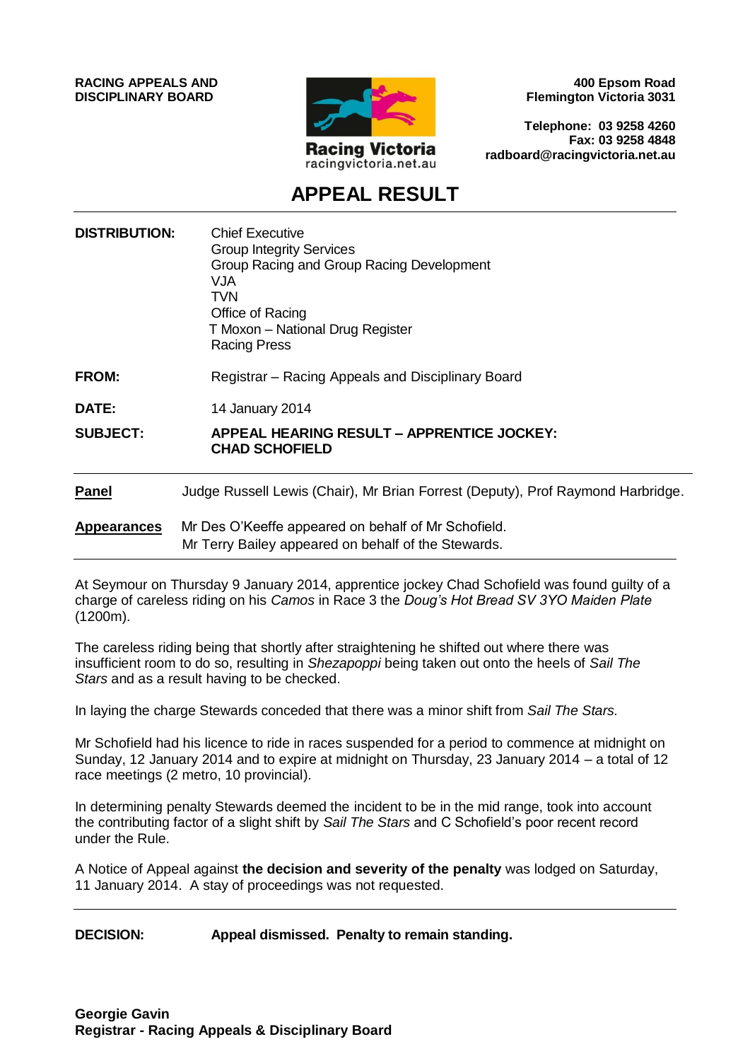**RACING APPEALS AND DISCIPLINARY BOARD**

Racing Victoria
racingvictoria.net.au

**400 Epsom Road**
**Flemington Victoria 3031**

**Telephone: 03 9258 4260**
**Fax: 03 9258 4848**
**radboard@racingvictoria.net.au**

# APPEAL RESULT

| | |
|---|---|
| **DISTRIBUTION:** | Chief Executive<br>Group Integrity Services<br>Group Racing and Group Racing Development<br>VJA<br>TVN<br>Office of Racing<br>T Moxon – National Drug Register<br>Racing Press |
| **FROM:** | Registrar – Racing Appeals and Disciplinary Board |
| **DATE:** | 14 January 2014 |
| **SUBJECT:** | **APPEAL HEARING RESULT – APPRENTICE JOCKEY: CHAD SCHOFIELD** |

**Panel** Judge Russell Lewis (Chair), Mr Brian Forrest (Deputy), Prof Raymond Harbridge.

**Appearances** Mr Des O'Keeffe appeared on behalf of Mr Schofield.
Mr Terry Bailey appeared on behalf of the Stewards.

At Seymour on Thursday 9 January 2014, apprentice jockey Chad Schofield was found guilty of a charge of careless riding on his *Camos* in Race 3 the *Doug's Hot Bread SV 3YO Maiden Plate* (1200m).

The careless riding being that shortly after straightening he shifted out where there was insufficient room to do so, resulting in *Shezapoppi* being taken out onto the heels of *Sail The Stars* and as a result having to be checked.

In laying the charge Stewards conceded that there was a minor shift from *Sail The Stars.*

Mr Schofield had his licence to ride in races suspended for a period to commence at midnight on Sunday, 12 January 2014 and to expire at midnight on Thursday, 23 January 2014 – a total of 12 race meetings (2 metro, 10 provincial).

In determining penalty Stewards deemed the incident to be in the mid range, took into account the contributing factor of a slight shift by *Sail The Stars* and C Schofield's poor recent record under the Rule.

A Notice of Appeal against **the decision and severity of the penalty** was lodged on Saturday, 11 January 2014. A stay of proceedings was not requested.

**DECISION:** **Appeal dismissed. Penalty to remain standing.**

**Georgie Gavin**
**Registrar - Racing Appeals & Disciplinary Board**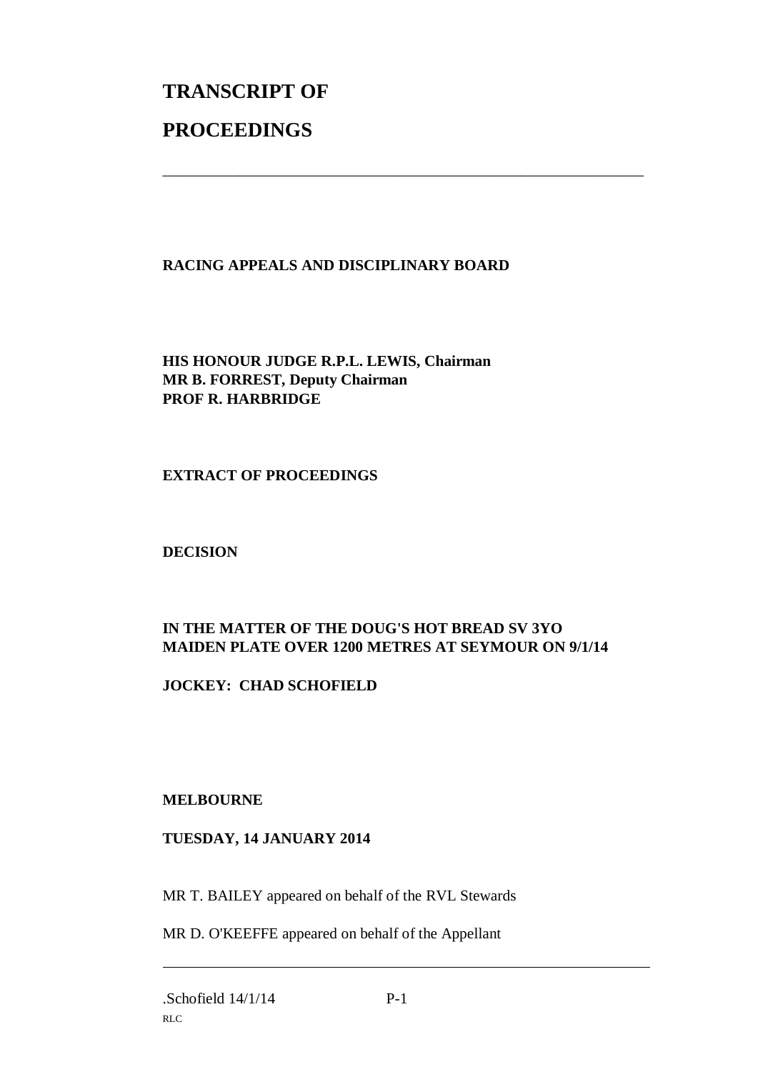# TRANSCRIPT OF

# PROCEEDINGS

---

**RACING APPEALS AND DISCIPLINARY BOARD**

**HIS HONOUR JUDGE R.P.L. LEWIS, Chairman**
**MR B. FORREST, Deputy Chairman**
**PROF R. HARBRIDGE**

**EXTRACT OF PROCEEDINGS**

**DECISION**

**IN THE MATTER OF THE DOUG'S HOT BREAD SV 3YO MAIDEN PLATE OVER 1200 METRES AT SEYMOUR ON 9/1/14**

**JOCKEY: CHAD SCHOFIELD**

**MELBOURNE**

**TUESDAY, 14 JANUARY 2014**

MR T. BAILEY appeared on behalf of the RVL Stewards

MR D. O'KEEFFE appeared on behalf of the Appellant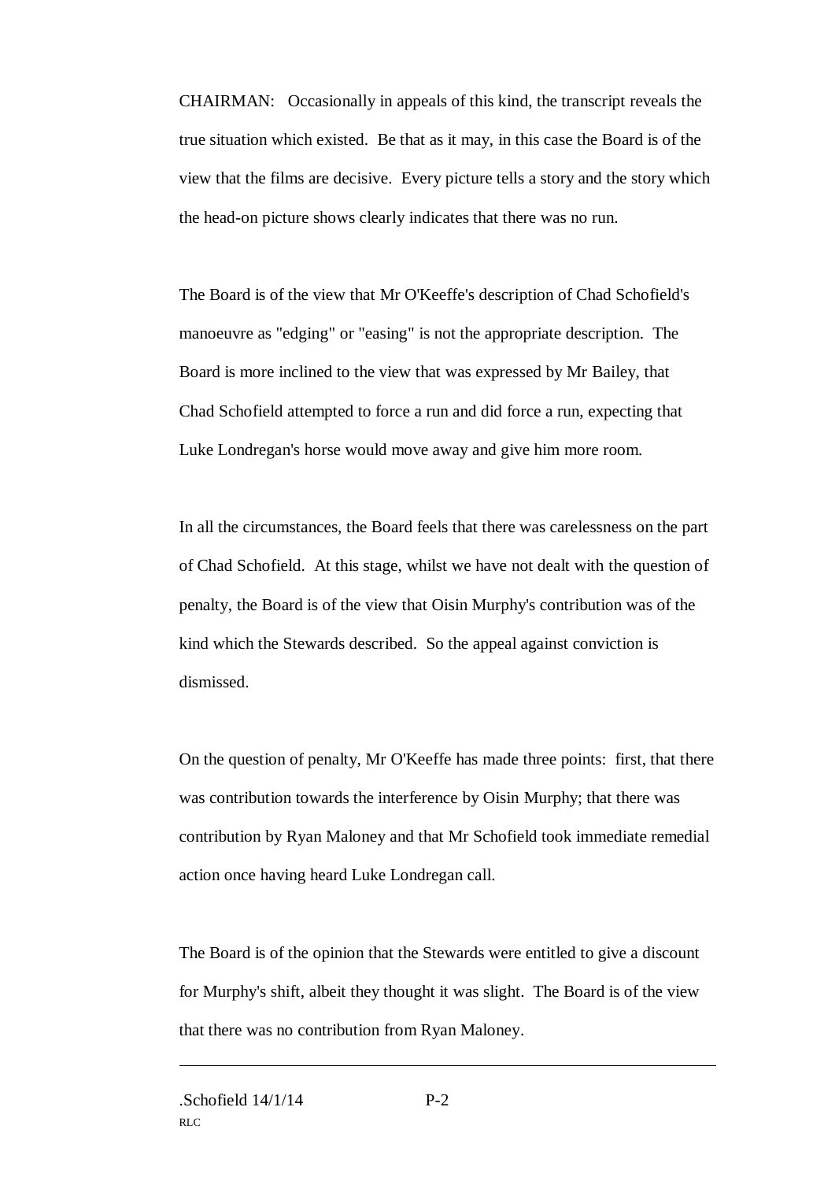CHAIRMAN: Occasionally in appeals of this kind, the transcript reveals the true situation which existed. Be that as it may, in this case the Board is of the view that the films are decisive. Every picture tells a story and the story which the head-on picture shows clearly indicates that there was no run.

The Board is of the view that Mr O'Keeffe's description of Chad Schofield's manoeuvre as "edging" or "easing" is not the appropriate description. The Board is more inclined to the view that was expressed by Mr Bailey, that Chad Schofield attempted to force a run and did force a run, expecting that Luke Londregan's horse would move away and give him more room.

In all the circumstances, the Board feels that there was carelessness on the part of Chad Schofield. At this stage, whilst we have not dealt with the question of penalty, the Board is of the view that Oisin Murphy's contribution was of the kind which the Stewards described. So the appeal against conviction is dismissed.

On the question of penalty, Mr O'Keeffe has made three points: first, that there was contribution towards the interference by Oisin Murphy; that there was contribution by Ryan Maloney and that Mr Schofield took immediate remedial action once having heard Luke Londregan call.

The Board is of the opinion that the Stewards were entitled to give a discount for Murphy's shift, albeit they thought it was slight. The Board is of the view that there was no contribution from Ryan Maloney.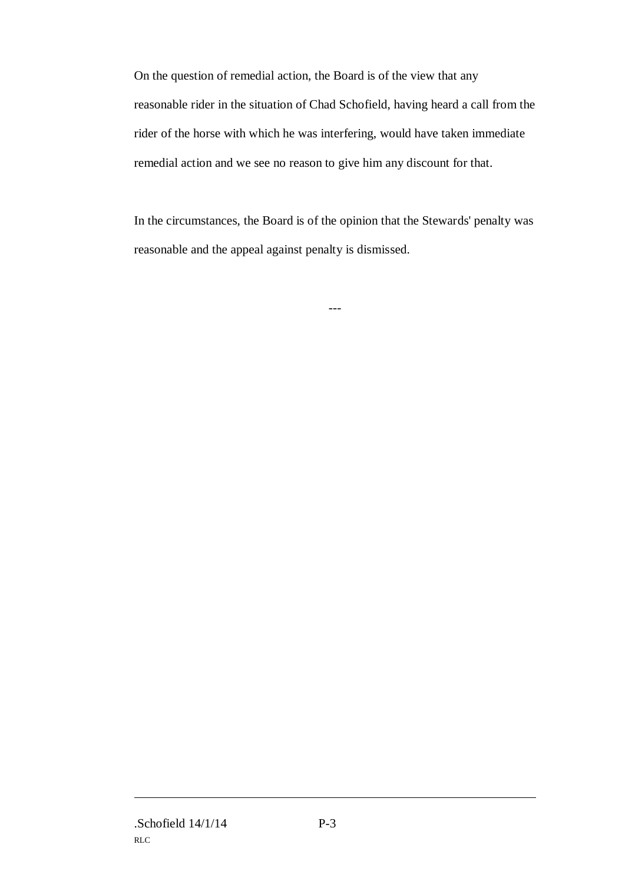On the question of remedial action, the Board is of the view that any reasonable rider in the situation of Chad Schofield, having heard a call from the rider of the horse with which he was interfering, would have taken immediate remedial action and we see no reason to give him any discount for that.

In the circumstances, the Board is of the opinion that the Stewards' penalty was reasonable and the appeal against penalty is dismissed.

---